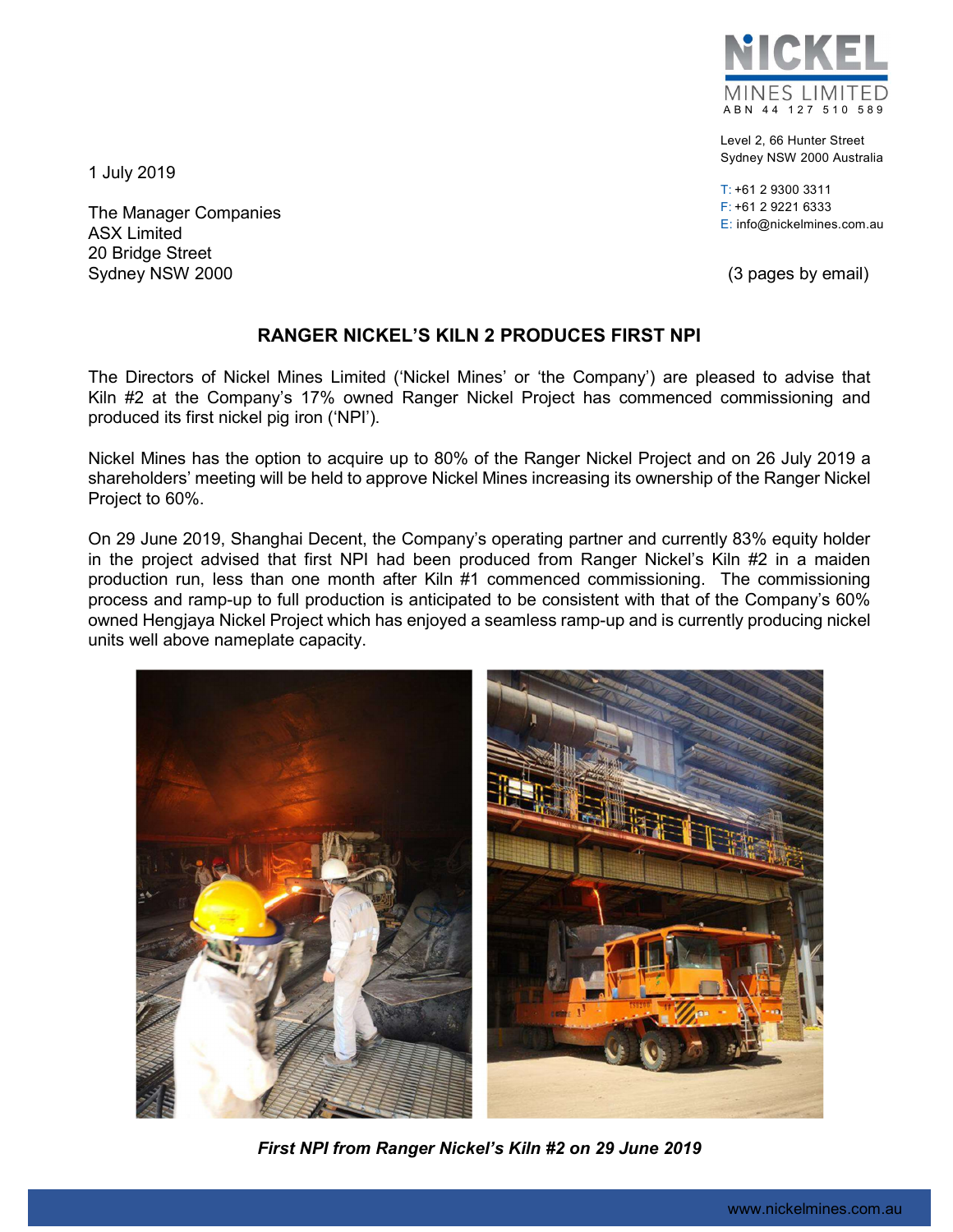NICKEL MINES LIMITED
ABN 44 127 510 589

Level 2, 66 Hunter Street
Sydney NSW 2000 Australia

T: +61 2 9300 3311
F: +61 2 9221 6333
E: info@nickelmines.com.au

1 July 2019

The Manager Companies
ASX Limited
20 Bridge Street
Sydney NSW 2000

(3 pages by email)

## RANGER NICKEL'S KILN 2 PRODUCES FIRST NPI

The Directors of Nickel Mines Limited ('Nickel Mines' or 'the Company') are pleased to advise that Kiln #2 at the Company's 17% owned Ranger Nickel Project has commenced commissioning and produced its first nickel pig iron ('NPI').

Nickel Mines has the option to acquire up to 80% of the Ranger Nickel Project and on 26 July 2019 a shareholders' meeting will be held to approve Nickel Mines increasing its ownership of the Ranger Nickel Project to 60%.

On 29 June 2019, Shanghai Decent, the Company's operating partner and currently 83% equity holder in the project advised that first NPI had been produced from Ranger Nickel's Kiln #2 in a maiden production run, less than one month after Kiln #1 commenced commissioning. The commissioning process and ramp-up to full production is anticipated to be consistent with that of the Company's 60% owned Hengjaya Nickel Project which has enjoyed a seamless ramp-up and is currently producing nickel units well above nameplate capacity.

***First NPI from Ranger Nickel's Kiln #2 on 29 June 2019***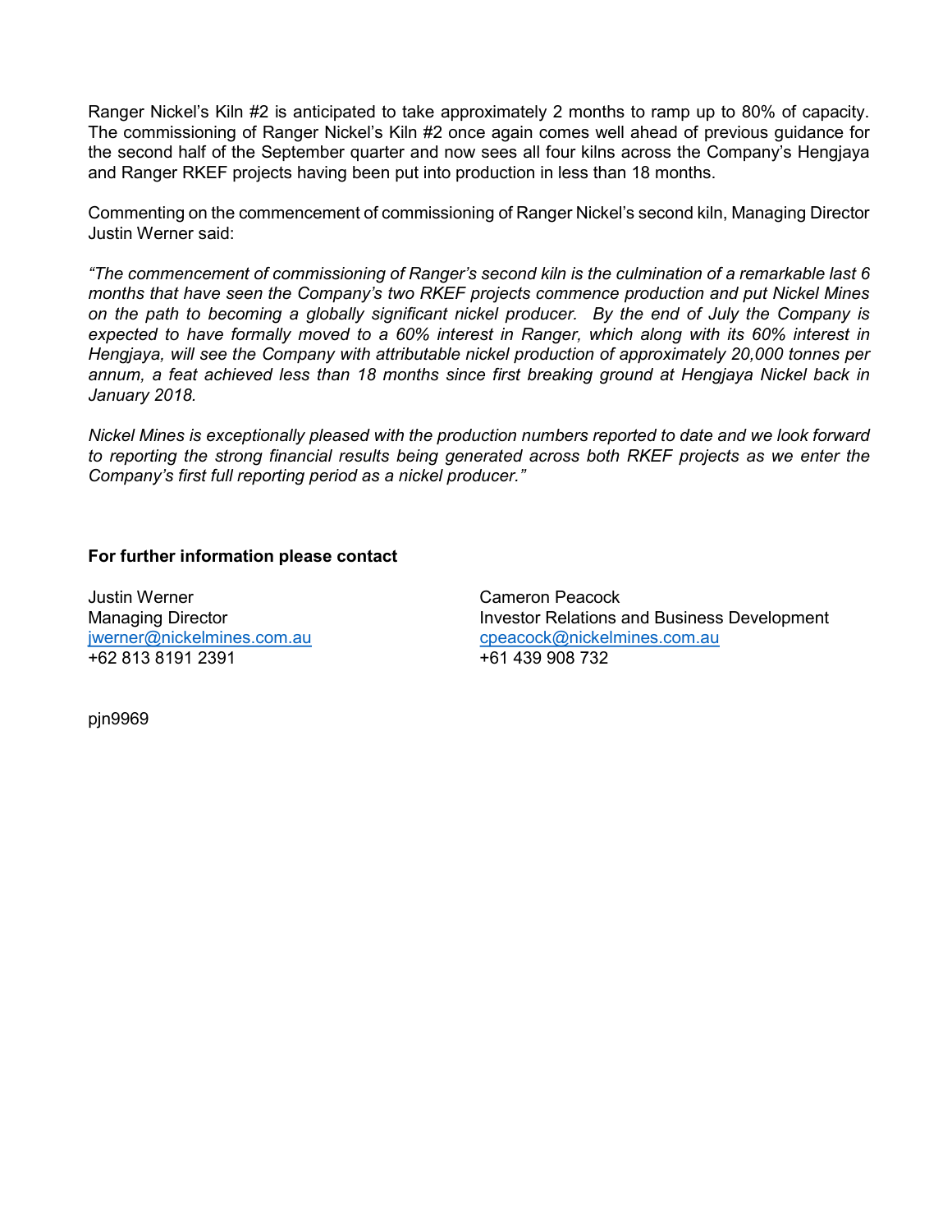Ranger Nickel's Kiln #2 is anticipated to take approximately 2 months to ramp up to 80% of capacity. The commissioning of Ranger Nickel's Kiln #2 once again comes well ahead of previous guidance for the second half of the September quarter and now sees all four kilns across the Company's Hengjaya and Ranger RKEF projects having been put into production in less than 18 months.

Commenting on the commencement of commissioning of Ranger Nickel's second kiln, Managing Director Justin Werner said:

*"The commencement of commissioning of Ranger's second kiln is the culmination of a remarkable last 6 months that have seen the Company's two RKEF projects commence production and put Nickel Mines on the path to becoming a globally significant nickel producer. By the end of July the Company is expected to have formally moved to a 60% interest in Ranger, which along with its 60% interest in Hengjaya, will see the Company with attributable nickel production of approximately 20,000 tonnes per annum, a feat achieved less than 18 months since first breaking ground at Hengjaya Nickel back in January 2018.*

*Nickel Mines is exceptionally pleased with the production numbers reported to date and we look forward to reporting the strong financial results being generated across both RKEF projects as we enter the Company's first full reporting period as a nickel producer."*

**For further information please contact**

Justin Werner
Managing Director
jwerner@nickelmines.com.au
+62 813 8191 2391

Cameron Peacock
Investor Relations and Business Development
cpeacock@nickelmines.com.au
+61 439 908 732

pjn9969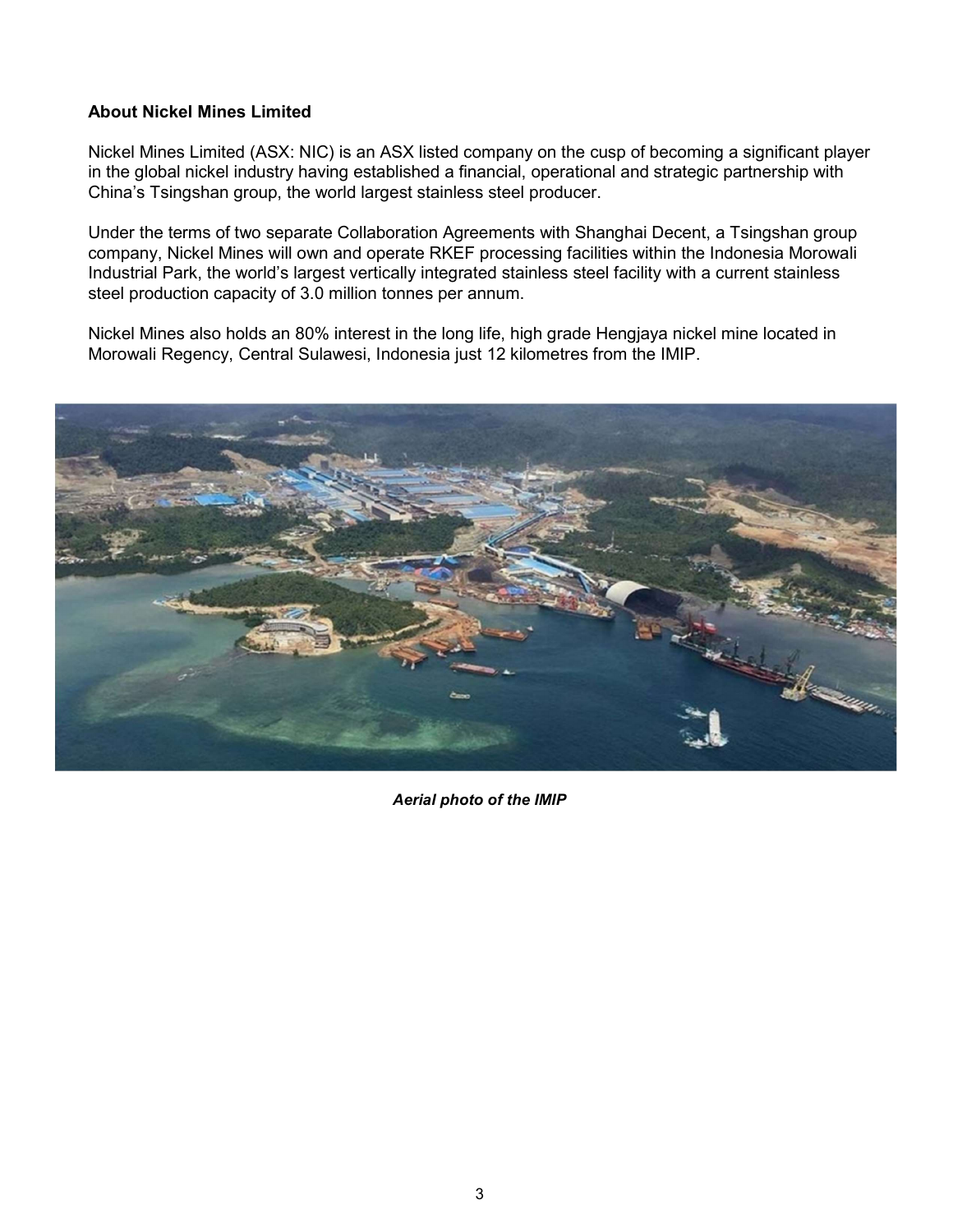**About Nickel Mines Limited**

Nickel Mines Limited (ASX: NIC) is an ASX listed company on the cusp of becoming a significant player in the global nickel industry having established a financial, operational and strategic partnership with China's Tsingshan group, the world largest stainless steel producer.

Under the terms of two separate Collaboration Agreements with Shanghai Decent, a Tsingshan group company, Nickel Mines will own and operate RKEF processing facilities within the Indonesia Morowali Industrial Park, the world's largest vertically integrated stainless steel facility with a current stainless steel production capacity of 3.0 million tonnes per annum.

Nickel Mines also holds an 80% interest in the long life, high grade Hengjaya nickel mine located in Morowali Regency, Central Sulawesi, Indonesia just 12 kilometres from the IMIP.

***Aerial photo of the IMIP***